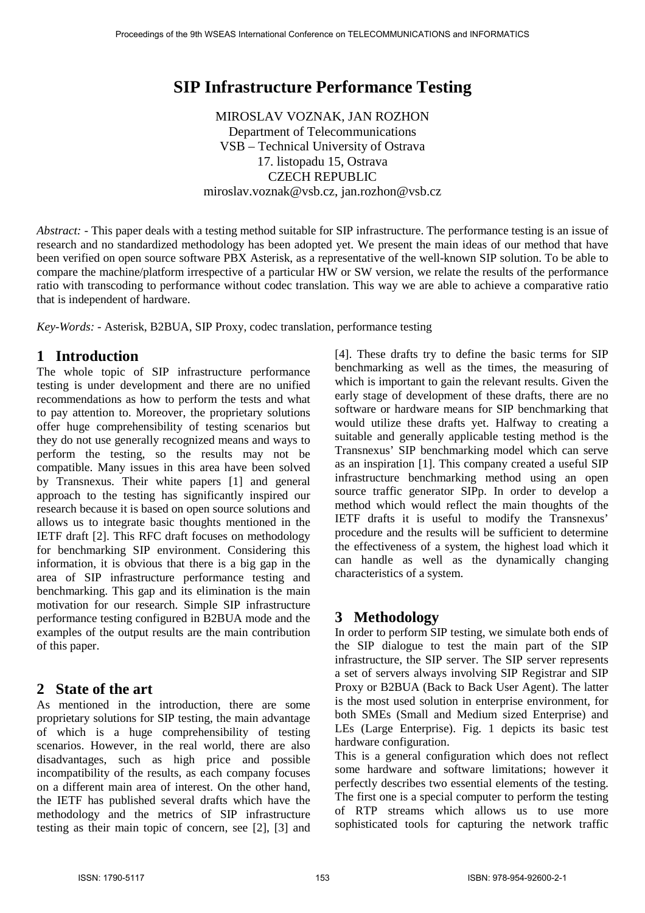# SIP Infrastructure Performance Testing

MIROSLAV VOZNAK, JAN ROZHON  
Department of Telecommunications  
VSB – Technical University of Ostrava  
17. listopadu 15, Ostrava  
CZECH REPUBLIC  
miroslav.voznak@vsb.cz, jan.rozhon@vsb.cz

*Abstract:* - This paper deals with a testing method suitable for SIP infrastructure. The performance testing is an issue of research and no standardized methodology has been adopted yet. We present the main ideas of our method that have been verified on open source software PBX Asterisk, as a representative of the well-known SIP solution. To be able to compare the machine/platform irrespective of a particular HW or SW version, we relate the results of the performance ratio with transcoding to performance without codec translation. This way we are able to achieve a comparative ratio that is independent of hardware.

*Key-Words:* - Asterisk, B2BUA, SIP Proxy, codec translation, performance testing

## 1 Introduction

The whole topic of SIP infrastructure performance testing is under development and there are no unified recommendations as how to perform the tests and what to pay attention to. Moreover, the proprietary solutions offer huge comprehensibility of testing scenarios but they do not use generally recognized means and ways to perform the testing, so the results may not be compatible. Many issues in this area have been solved by Transnexus. Their white papers [1] and general approach to the testing has significantly inspired our research because it is based on open source solutions and allows us to integrate basic thoughts mentioned in the IETF draft [2]. This RFC draft focuses on methodology for benchmarking SIP environment. Considering this information, it is obvious that there is a big gap in the area of SIP infrastructure performance testing and benchmarking. This gap and its elimination is the main motivation for our research. Simple SIP infrastructure performance testing configured in B2BUA mode and the examples of the output results are the main contribution of this paper.

## 2 State of the art

As mentioned in the introduction, there are some proprietary solutions for SIP testing, the main advantage of which is a huge comprehensibility of testing scenarios. However, in the real world, there are also disadvantages, such as high price and possible incompatibility of the results, as each company focuses on a different main area of interest. On the other hand, the IETF has published several drafts which have the methodology and the metrics of SIP infrastructure testing as their main topic of concern, see [2], [3] and [4]. These drafts try to define the basic terms for SIP benchmarking as well as the times, the measuring of which is important to gain the relevant results. Given the early stage of development of these drafts, there are no software or hardware means for SIP benchmarking that would utilize these drafts yet. Halfway to creating a suitable and generally applicable testing method is the Transnexus' SIP benchmarking model which can serve as an inspiration [1]. This company created a useful SIP infrastructure benchmarking method using an open source traffic generator SIPp. In order to develop a method which would reflect the main thoughts of the IETF drafts it is useful to modify the Transnexus' procedure and the results will be sufficient to determine the effectiveness of a system, the highest load which it can handle as well as the dynamically changing characteristics of a system.

## 3 Methodology

In order to perform SIP testing, we simulate both ends of the SIP dialogue to test the main part of the SIP infrastructure, the SIP server. The SIP server represents a set of servers always involving SIP Registrar and SIP Proxy or B2BUA (Back to Back User Agent). The latter is the most used solution in enterprise environment, for both SMEs (Small and Medium sized Enterprise) and LEs (Large Enterprise). Fig. 1 depicts its basic test hardware configuration.

This is a general configuration which does not reflect some hardware and software limitations; however it perfectly describes two essential elements of the testing. The first one is a special computer to perform the testing of RTP streams which allows us to use more sophisticated tools for capturing the network traffic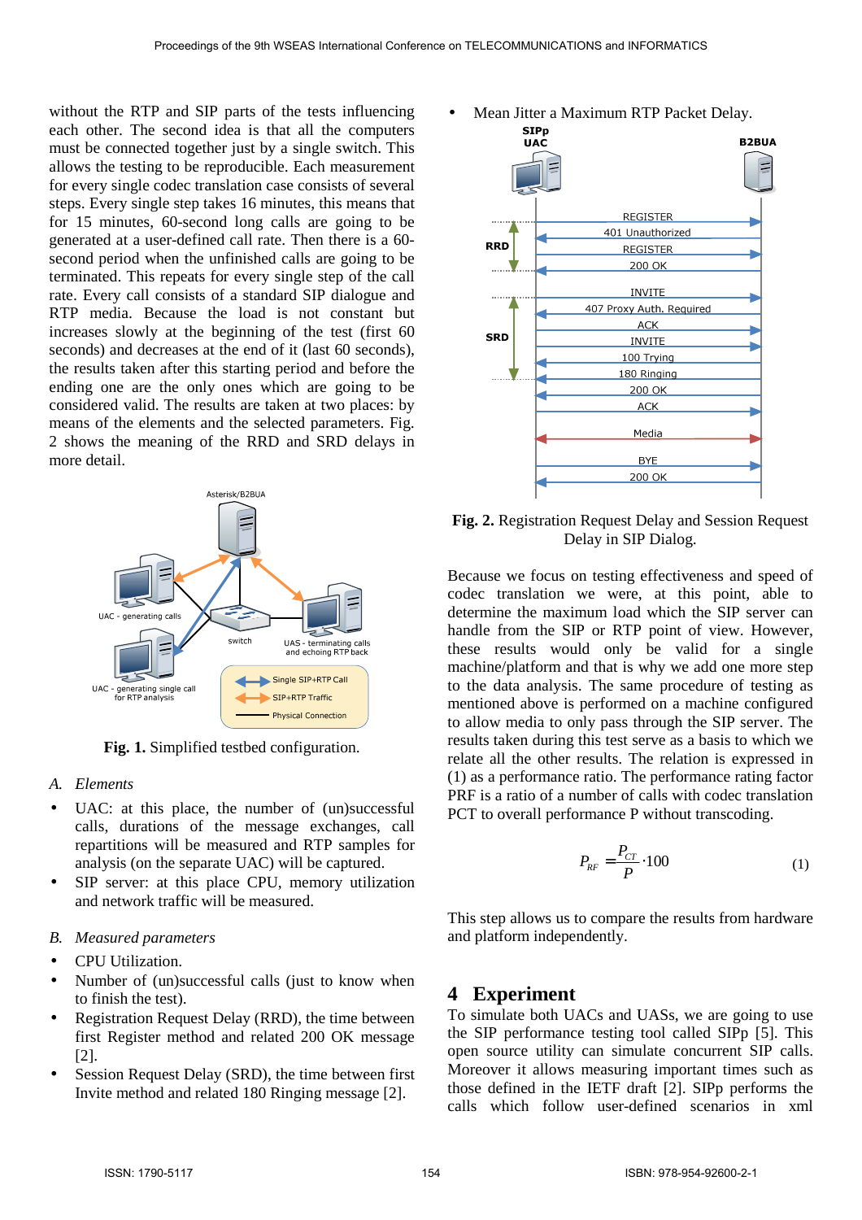without the RTP and SIP parts of the tests influencing each other. The second idea is that all the computers must be connected together just by a single switch. This allows the testing to be reproducible. Each measurement for every single codec translation case consists of several steps. Every single step takes 16 minutes, this means that for 15 minutes, 60-second long calls are going to be generated at a user-defined call rate. Then there is a 60-second period when the unfinished calls are going to be terminated. This repeats for every single step of the call rate. Every call consists of a standard SIP dialogue and RTP media. Because the load is not constant but increases slowly at the beginning of the test (first 60 seconds) and decreases at the end of it (last 60 seconds), the results taken after this starting period and before the ending one are the only ones which are going to be considered valid. The results are taken at two places: by means of the elements and the selected parameters. Fig. 2 shows the meaning of the RRD and SRD delays in more detail.

**Fig. 1.** Simplified testbed configuration.

### A. Elements

- UAC: at this place, the number of (un)successful calls, durations of the message exchanges, call repartitions will be measured and RTP samples for analysis (on the separate UAC) will be captured.
- SIP server: at this place CPU, memory utilization and network traffic will be measured.

### B. Measured parameters

- CPU Utilization.
- Number of (un)successful calls (just to know when to finish the test).
- Registration Request Delay (RRD), the time between first Register method and related 200 OK message [2].
- Session Request Delay (SRD), the time between first Invite method and related 180 Ringing message [2].
- Mean Jitter a Maximum RTP Packet Delay.

**Fig. 2.** Registration Request Delay and Session Request Delay in SIP Dialog.

Because we focus on testing effectiveness and speed of codec translation we were, at this point, able to determine the maximum load which the SIP server can handle from the SIP or RTP point of view. However, these results would only be valid for a single machine/platform and that is why we add one more step to the data analysis. The same procedure of testing as mentioned above is performed on a machine configured to allow media to only pass through the SIP server. The results taken during this test serve as a basis to which we relate all the other results. The relation is expressed in (1) as a performance ratio. The performance rating factor PRF is a ratio of a number of calls with codec translation PCT to overall performance P without transcoding.

$$P_{RF} = \frac{P_{CT}}{P} \cdot 100 \qquad (1)$$

This step allows us to compare the results from hardware and platform independently.

## 4 Experiment

To simulate both UACs and UASs, we are going to use the SIP performance testing tool called SIPp [5]. This open source utility can simulate concurrent SIP calls. Moreover it allows measuring important times such as those defined in the IETF draft [2]. SIPp performs the calls which follow user-defined scenarios in xml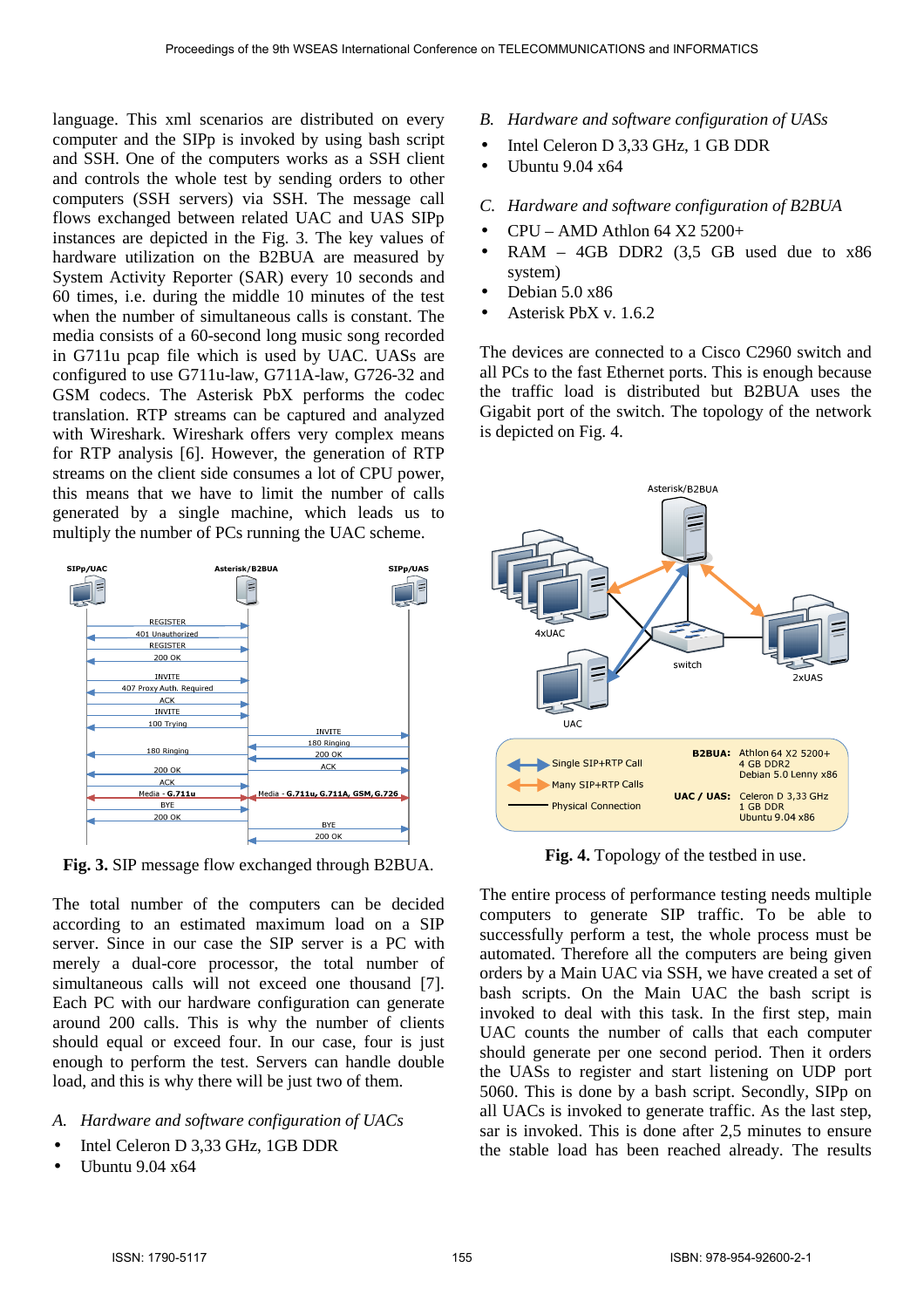language. This xml scenarios are distributed on every computer and the SIPp is invoked by using bash script and SSH. One of the computers works as a SSH client and controls the whole test by sending orders to other computers (SSH servers) via SSH. The message call flows exchanged between related UAC and UAS SIPp instances are depicted in the Fig. 3. The key values of hardware utilization on the B2BUA are measured by System Activity Reporter (SAR) every 10 seconds and 60 times, i.e. during the middle 10 minutes of the test when the number of simultaneous calls is constant. The media consists of a 60-second long music song recorded in G711u pcap file which is used by UAC. UASs are configured to use G711u-law, G711A-law, G726-32 and GSM codecs. The Asterisk PbX performs the codec translation. RTP streams can be captured and analyzed with Wireshark. Wireshark offers very complex means for RTP analysis [6]. However, the generation of RTP streams on the client side consumes a lot of CPU power, this means that we have to limit the number of calls generated by a single machine, which leads us to multiply the number of PCs running the UAC scheme.

**Fig. 3.** SIP message flow exchanged through B2BUA.

The total number of the computers can be decided according to an estimated maximum load on a SIP server. Since in our case the SIP server is a PC with merely a dual-core processor, the total number of simultaneous calls will not exceed one thousand [7]. Each PC with our hardware configuration can generate around 200 calls. This is why the number of clients should equal or exceed four. In our case, four is just enough to perform the test. Servers can handle double load, and this is why there will be just two of them.

*A. Hardware and software configuration of UACs*

- Intel Celeron D 3,33 GHz, 1GB DDR
- Ubuntu 9.04 x64

*B. Hardware and software configuration of UASs*

- Intel Celeron D 3,33 GHz, 1 GB DDR
- Ubuntu 9.04 x64

*C. Hardware and software configuration of B2BUA*

- CPU – AMD Athlon 64 X2 5200+
- RAM – 4GB DDR2 (3,5 GB used due to x86 system)
- Debian 5.0 x86
- Asterisk PbX v. 1.6.2

The devices are connected to a Cisco C2960 switch and all PCs to the fast Ethernet ports. This is enough because the traffic load is distributed but B2BUA uses the Gigabit port of the switch. The topology of the network is depicted on Fig. 4.

**Fig. 4.** Topology of the testbed in use.

The entire process of performance testing needs multiple computers to generate SIP traffic. To be able to successfully perform a test, the whole process must be automated. Therefore all the computers are being given orders by a Main UAC via SSH, we have created a set of bash scripts. On the Main UAC the bash script is invoked to deal with this task. In the first step, main UAC counts the number of calls that each computer should generate per one second period. Then it orders the UASs to register and start listening on UDP port 5060. This is done by a bash script. Secondly, SIPp on all UACs is invoked to generate traffic. As the last step, sar is invoked. This is done after 2,5 minutes to ensure the stable load has been reached already. The results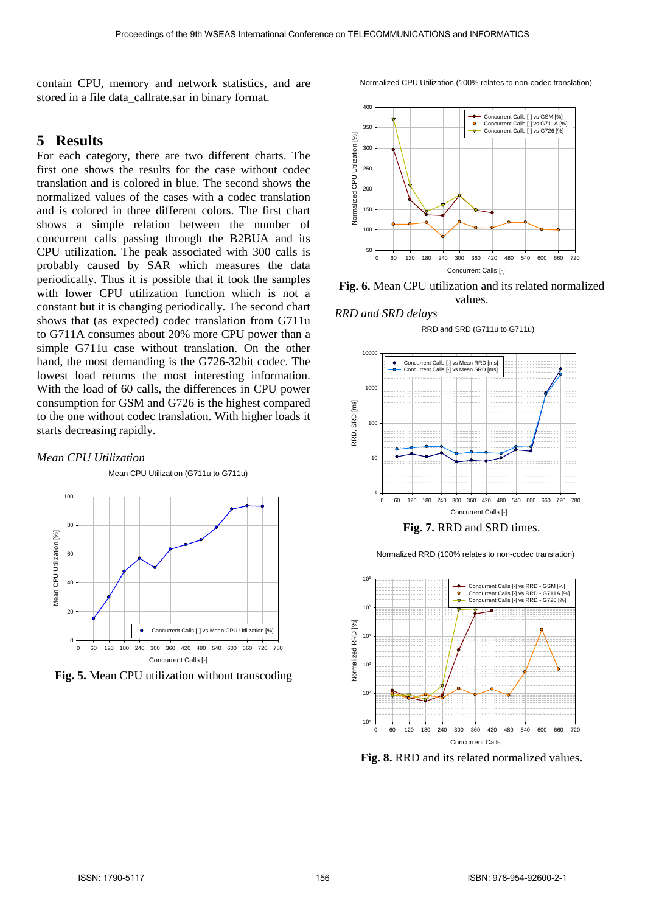contain CPU, memory and network statistics, and are stored in a file data_callrate.sar in binary format.

# 5 Results

For each category, there are two different charts. The first one shows the results for the case without codec translation and is colored in blue. The second shows the normalized values of the cases with a codec translation and is colored in three different colors. The first chart shows a simple relation between the number of concurrent calls passing through the B2BUA and its CPU utilization. The peak associated with 300 calls is probably caused by SAR which measures the data periodically. Thus it is possible that it took the samples with lower CPU utilization function which is not a constant but it is changing periodically. The second chart shows that (as expected) codec translation from G711u to G711A consumes about 20% more CPU power than a simple G711u case without translation. On the other hand, the most demanding is the G726-32bit codec. The lowest load returns the most interesting information. With the load of 60 calls, the differences in CPU power consumption for GSM and G726 is the highest compared to the one without codec translation. With higher loads it starts decreasing rapidly.

*Mean CPU Utilization*

**Fig. 5.** Mean CPU utilization without transcoding

**Fig. 6.** Mean CPU utilization and its related normalized values.

*RRD and SRD delays*

**Fig. 7.** RRD and SRD times.

**Fig. 8.** RRD and its related normalized values.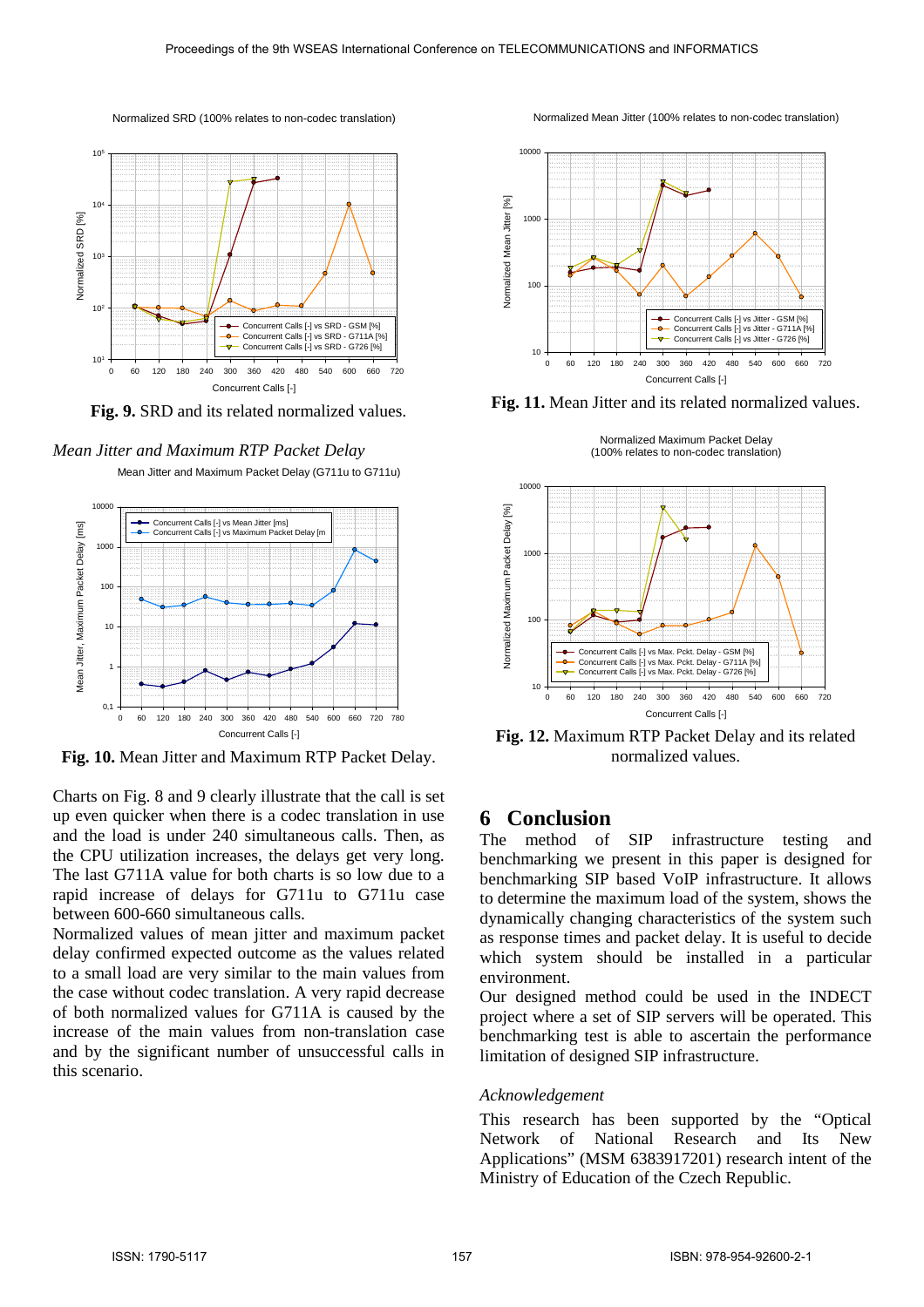Fig. 9. SRD and its related normalized values.

*Mean Jitter and Maximum RTP Packet Delay*

Fig. 10. Mean Jitter and Maximum RTP Packet Delay.

Charts on Fig. 8 and 9 clearly illustrate that the call is set up even quicker when there is a codec translation in use and the load is under 240 simultaneous calls. Then, as the CPU utilization increases, the delays get very long. The last G711A value for both charts is so low due to a rapid increase of delays for G711u to G711u case between 600-660 simultaneous calls.

Normalized values of mean jitter and maximum packet delay confirmed expected outcome as the values related to a small load are very similar to the main values from the case without codec translation. A very rapid decrease of both normalized values for G711A is caused by the increase of the main values from non-translation case and by the significant number of unsuccessful calls in this scenario.

**Fig. 11.** Mean Jitter and its related normalized values.

**Fig. 12.** Maximum RTP Packet Delay and its related normalized values.

## 6 Conclusion

The method of SIP infrastructure testing and benchmarking we present in this paper is designed for benchmarking SIP based VoIP infrastructure. It allows to determine the maximum load of the system, shows the dynamically changing characteristics of the system such as response times and packet delay. It is useful to decide which system should be installed in a particular environment.

Our designed method could be used in the INDECT project where a set of SIP servers will be operated. This benchmarking test is able to ascertain the performance limitation of designed SIP infrastructure.

*Acknowledgement*

This research has been supported by the "Optical Network of National Research and Its New Applications" (MSM 6383917201) research intent of the Ministry of Education of the Czech Republic.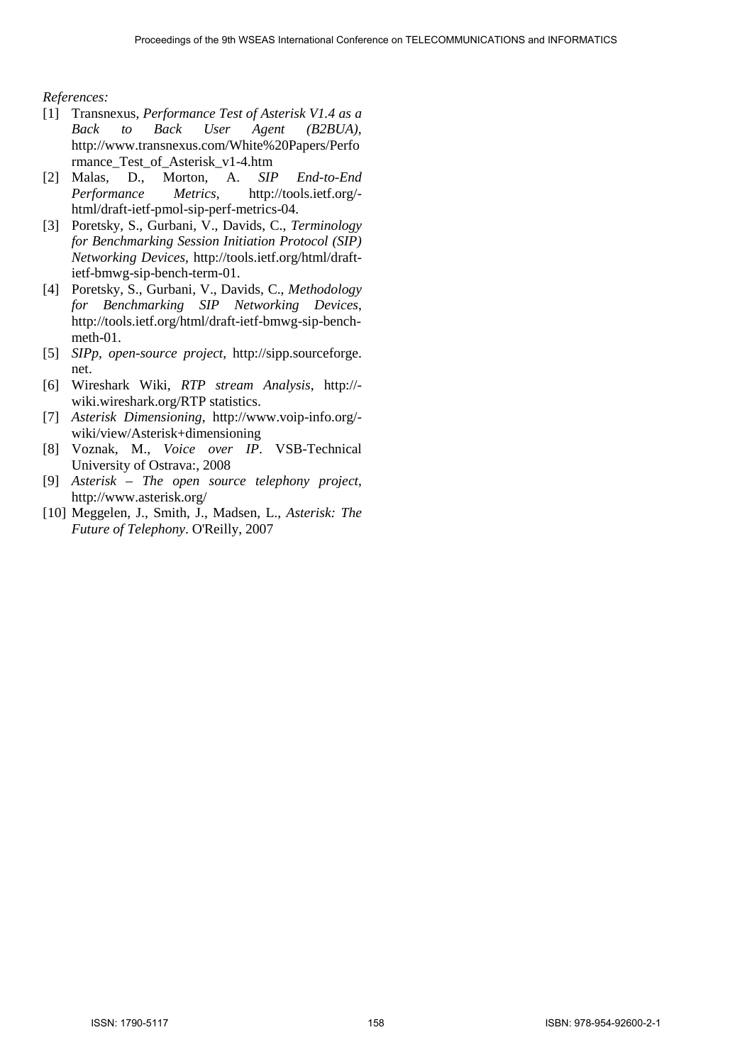*References:*

[1] Transnexus, *Performance Test of Asterisk V1.4 as a Back to Back User Agent (B2BUA)*, http://www.transnexus.com/White%20Papers/Performance_Test_of_Asterisk_v1-4.htm

[2] Malas, D., Morton, A. *SIP End-to-End Performance Metrics*, http://tools.ietf.org/-html/draft-ietf-pmol-sip-perf-metrics-04.

[3] Poretsky, S., Gurbani, V., Davids, C., *Terminology for Benchmarking Session Initiation Protocol (SIP) Networking Devices*, http://tools.ietf.org/html/draft-ietf-bmwg-sip-bench-term-01.

[4] Poretsky, S., Gurbani, V., Davids, C., *Methodology for Benchmarking SIP Networking Devices*, http://tools.ietf.org/html/draft-ietf-bmwg-sip-bench-meth-01.

[5] *SIPp, open-source project*, http://sipp.sourceforge.net.

[6] Wireshark Wiki, *RTP stream Analysis*, http://-wiki.wireshark.org/RTP statistics.

[7] *Asterisk Dimensioning*, http://www.voip-info.org/-wiki/view/Asterisk+dimensioning

[8] Voznak, M., *Voice over IP*. VSB-Technical University of Ostrava:, 2008

[9] *Asterisk – The open source telephony project*, http://www.asterisk.org/

[10] Meggelen, J., Smith, J., Madsen, L., *Asterisk: The Future of Telephony*. O'Reilly, 2007